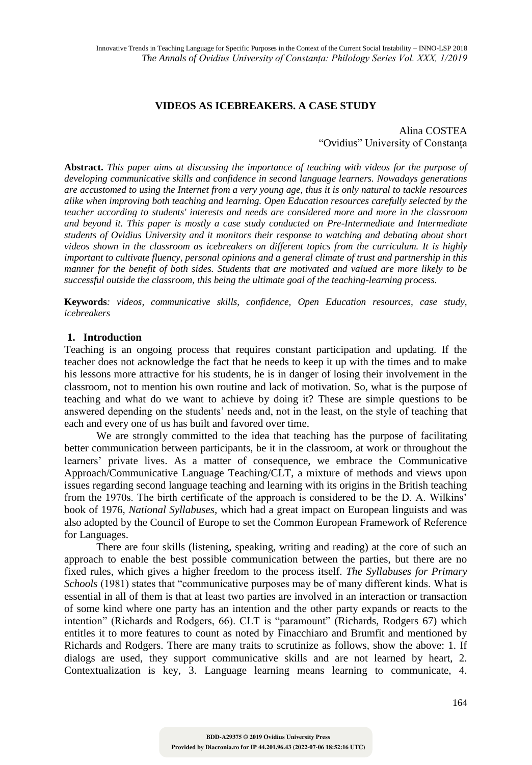## VIDEOS AS ICEBREAKERS. A CASE STUDY

Alina COSTEA
"Ovidius" University of Constanța

**Abstract.** *This paper aims at discussing the importance of teaching with videos for the purpose of developing communicative skills and confidence in second language learners. Nowadays generations are accustomed to using the Internet from a very young age, thus it is only natural to tackle resources alike when improving both teaching and learning. Open Education resources carefully selected by the teacher according to students' interests and needs are considered more and more in the classroom and beyond it. This paper is mostly a case study conducted on Pre-Intermediate and Intermediate students of Ovidius University and it monitors their response to watching and debating about short videos shown in the classroom as icebreakers on different topics from the curriculum. It is highly important to cultivate fluency, personal opinions and a general climate of trust and partnership in this manner for the benefit of both sides. Students that are motivated and valued are more likely to be successful outside the classroom, this being the ultimate goal of the teaching-learning process.*

**Keywords***: videos, communicative skills, confidence, Open Education resources, case study, icebreakers*

### 1. Introduction

Teaching is an ongoing process that requires constant participation and updating. If the teacher does not acknowledge the fact that he needs to keep it up with the times and to make his lessons more attractive for his students, he is in danger of losing their involvement in the classroom, not to mention his own routine and lack of motivation. So, what is the purpose of teaching and what do we want to achieve by doing it? These are simple questions to be answered depending on the students' needs and, not in the least, on the style of teaching that each and every one of us has built and favored over time.

We are strongly committed to the idea that teaching has the purpose of facilitating better communication between participants, be it in the classroom, at work or throughout the learners' private lives. As a matter of consequence, we embrace the Communicative Approach/Communicative Language Teaching/CLT, a mixture of methods and views upon issues regarding second language teaching and learning with its origins in the British teaching from the 1970s. The birth certificate of the approach is considered to be the D. A. Wilkins' book of 1976, *National Syllabuses*, which had a great impact on European linguists and was also adopted by the Council of Europe to set the Common European Framework of Reference for Languages.

There are four skills (listening, speaking, writing and reading) at the core of such an approach to enable the best possible communication between the parties, but there are no fixed rules, which gives a higher freedom to the process itself. *The Syllabuses for Primary Schools* (1981) states that "communicative purposes may be of many different kinds. What is essential in all of them is that at least two parties are involved in an interaction or transaction of some kind where one party has an intention and the other party expands or reacts to the intention" (Richards and Rodgers, 66). CLT is "paramount" (Richards, Rodgers 67) which entitles it to more features to count as noted by Finacchiaro and Brumfit and mentioned by Richards and Rodgers. There are many traits to scrutinize as follows, show the above: 1. If dialogs are used, they support communicative skills and are not learned by heart, 2. Contextualization is key, 3. Language learning means learning to communicate, 4.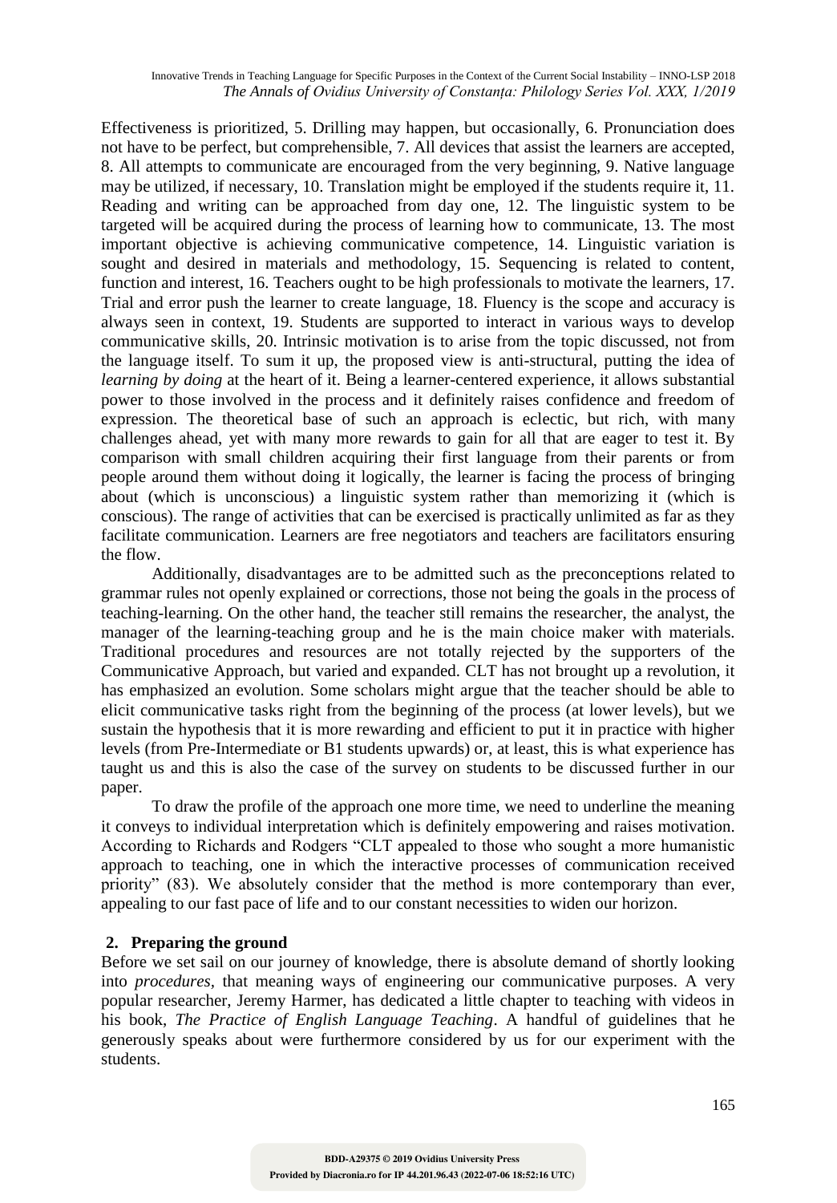Effectiveness is prioritized, 5. Drilling may happen, but occasionally, 6. Pronunciation does not have to be perfect, but comprehensible, 7. All devices that assist the learners are accepted, 8. All attempts to communicate are encouraged from the very beginning, 9. Native language may be utilized, if necessary, 10. Translation might be employed if the students require it, 11. Reading and writing can be approached from day one, 12. The linguistic system to be targeted will be acquired during the process of learning how to communicate, 13. The most important objective is achieving communicative competence, 14. Linguistic variation is sought and desired in materials and methodology, 15. Sequencing is related to content, function and interest, 16. Teachers ought to be high professionals to motivate the learners, 17. Trial and error push the learner to create language, 18. Fluency is the scope and accuracy is always seen in context, 19. Students are supported to interact in various ways to develop communicative skills, 20. Intrinsic motivation is to arise from the topic discussed, not from the language itself. To sum it up, the proposed view is anti-structural, putting the idea of *learning by doing* at the heart of it. Being a learner-centered experience, it allows substantial power to those involved in the process and it definitely raises confidence and freedom of expression. The theoretical base of such an approach is eclectic, but rich, with many challenges ahead, yet with many more rewards to gain for all that are eager to test it. By comparison with small children acquiring their first language from their parents or from people around them without doing it logically, the learner is facing the process of bringing about (which is unconscious) a linguistic system rather than memorizing it (which is conscious). The range of activities that can be exercised is practically unlimited as far as they facilitate communication. Learners are free negotiators and teachers are facilitators ensuring the flow.

Additionally, disadvantages are to be admitted such as the preconceptions related to grammar rules not openly explained or corrections, those not being the goals in the process of teaching-learning. On the other hand, the teacher still remains the researcher, the analyst, the manager of the learning-teaching group and he is the main choice maker with materials. Traditional procedures and resources are not totally rejected by the supporters of the Communicative Approach, but varied and expanded. CLT has not brought up a revolution, it has emphasized an evolution. Some scholars might argue that the teacher should be able to elicit communicative tasks right from the beginning of the process (at lower levels), but we sustain the hypothesis that it is more rewarding and efficient to put it in practice with higher levels (from Pre-Intermediate or B1 students upwards) or, at least, this is what experience has taught us and this is also the case of the survey on students to be discussed further in our paper.

To draw the profile of the approach one more time, we need to underline the meaning it conveys to individual interpretation which is definitely empowering and raises motivation. According to Richards and Rodgers "CLT appealed to those who sought a more humanistic approach to teaching, one in which the interactive processes of communication received priority" (83). We absolutely consider that the method is more contemporary than ever, appealing to our fast pace of life and to our constant necessities to widen our horizon.

## 2. Preparing the ground

Before we set sail on our journey of knowledge, there is absolute demand of shortly looking into *procedures*, that meaning ways of engineering our communicative purposes. A very popular researcher, Jeremy Harmer, has dedicated a little chapter to teaching with videos in his book, *The Practice of English Language Teaching*. A handful of guidelines that he generously speaks about were furthermore considered by us for our experiment with the students.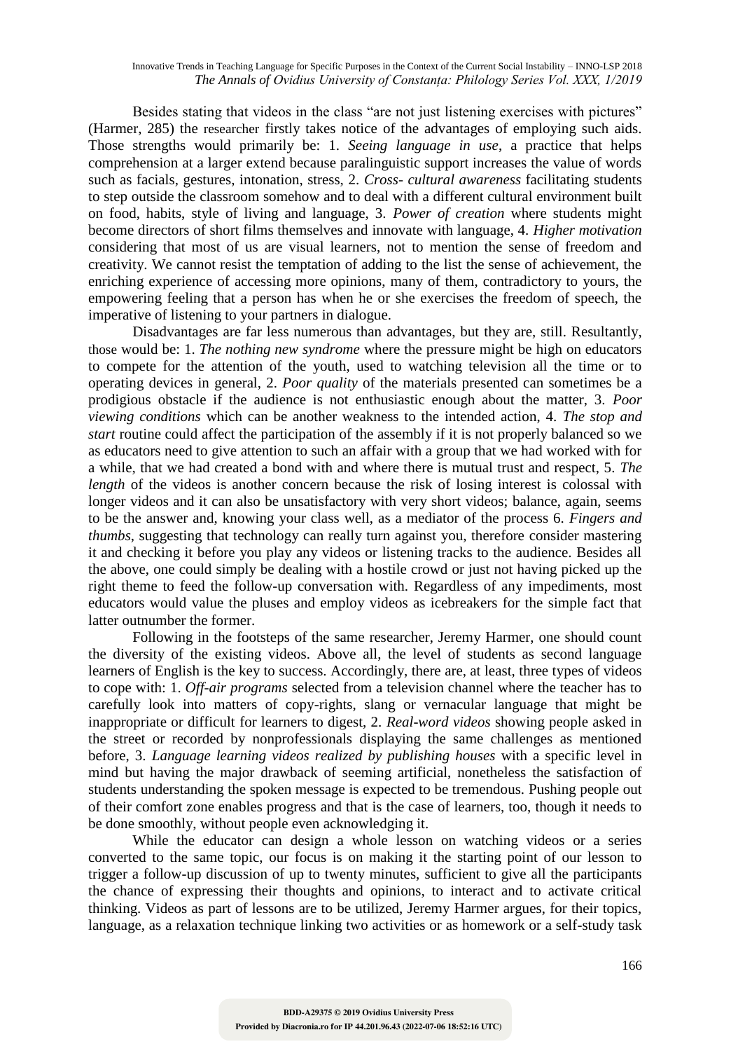Besides stating that videos in the class "are not just listening exercises with pictures" (Harmer, 285) the researcher firstly takes notice of the advantages of employing such aids. Those strengths would primarily be: 1. *Seeing language in use*, a practice that helps comprehension at a larger extend because paralinguistic support increases the value of words such as facials, gestures, intonation, stress, 2. *Cross- cultural awareness* facilitating students to step outside the classroom somehow and to deal with a different cultural environment built on food, habits, style of living and language, 3. *Power of creation* where students might become directors of short films themselves and innovate with language, 4. *Higher motivation* considering that most of us are visual learners, not to mention the sense of freedom and creativity. We cannot resist the temptation of adding to the list the sense of achievement, the enriching experience of accessing more opinions, many of them, contradictory to yours, the empowering feeling that a person has when he or she exercises the freedom of speech, the imperative of listening to your partners in dialogue.

Disadvantages are far less numerous than advantages, but they are, still. Resultantly, those would be: 1. *The nothing new syndrome* where the pressure might be high on educators to compete for the attention of the youth, used to watching television all the time or to operating devices in general, 2. *Poor quality* of the materials presented can sometimes be a prodigious obstacle if the audience is not enthusiastic enough about the matter, 3. *Poor viewing conditions* which can be another weakness to the intended action, 4. *The stop and start* routine could affect the participation of the assembly if it is not properly balanced so we as educators need to give attention to such an affair with a group that we had worked with for a while, that we had created a bond with and where there is mutual trust and respect, 5. *The length* of the videos is another concern because the risk of losing interest is colossal with longer videos and it can also be unsatisfactory with very short videos; balance, again, seems to be the answer and, knowing your class well, as a mediator of the process 6. *Fingers and thumbs*, suggesting that technology can really turn against you, therefore consider mastering it and checking it before you play any videos or listening tracks to the audience. Besides all the above, one could simply be dealing with a hostile crowd or just not having picked up the right theme to feed the follow-up conversation with. Regardless of any impediments, most educators would value the pluses and employ videos as icebreakers for the simple fact that latter outnumber the former.

Following in the footsteps of the same researcher, Jeremy Harmer, one should count the diversity of the existing videos. Above all, the level of students as second language learners of English is the key to success. Accordingly, there are, at least, three types of videos to cope with: 1. *Off-air programs* selected from a television channel where the teacher has to carefully look into matters of copy-rights, slang or vernacular language that might be inappropriate or difficult for learners to digest, 2. *Real-word videos* showing people asked in the street or recorded by nonprofessionals displaying the same challenges as mentioned before, 3. *Language learning videos realized by publishing houses* with a specific level in mind but having the major drawback of seeming artificial, nonetheless the satisfaction of students understanding the spoken message is expected to be tremendous. Pushing people out of their comfort zone enables progress and that is the case of learners, too, though it needs to be done smoothly, without people even acknowledging it.

While the educator can design a whole lesson on watching videos or a series converted to the same topic, our focus is on making it the starting point of our lesson to trigger a follow-up discussion of up to twenty minutes, sufficient to give all the participants the chance of expressing their thoughts and opinions, to interact and to activate critical thinking. Videos as part of lessons are to be utilized, Jeremy Harmer argues, for their topics, language, as a relaxation technique linking two activities or as homework or a self-study task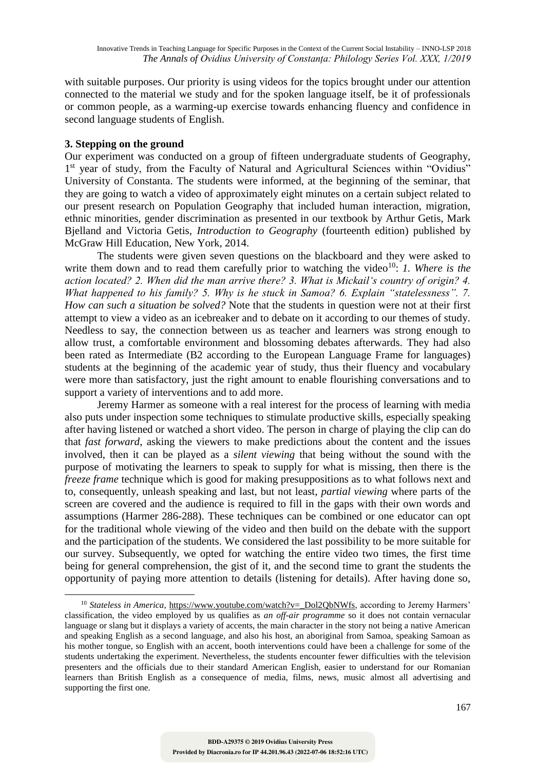with suitable purposes. Our priority is using videos for the topics brought under our attention connected to the material we study and for the spoken language itself, be it of professionals or common people, as a warming-up exercise towards enhancing fluency and confidence in second language students of English.

### 3. Stepping on the ground

Our experiment was conducted on a group of fifteen undergraduate students of Geography, 1st year of study, from the Faculty of Natural and Agricultural Sciences within "Ovidius" University of Constanta. The students were informed, at the beginning of the seminar, that they are going to watch a video of approximately eight minutes on a certain subject related to our present research on Population Geography that included human interaction, migration, ethnic minorities, gender discrimination as presented in our textbook by Arthur Getis, Mark Bjelland and Victoria Getis, *Introduction to Geography* (fourteenth edition) published by McGraw Hill Education, New York, 2014.

The students were given seven questions on the blackboard and they were asked to write them down and to read them carefully prior to watching the video[10]: *1. Where is the action located? 2. When did the man arrive there? 3. What is Mickail's country of origin? 4. What happened to his family? 5. Why is he stuck in Samoa? 6. Explain "statelessness". 7. How can such a situation be solved?* Note that the students in question were not at their first attempt to view a video as an icebreaker and to debate on it according to our themes of study. Needless to say, the connection between us as teacher and learners was strong enough to allow trust, a comfortable environment and blossoming debates afterwards. They had also been rated as Intermediate (B2 according to the European Language Frame for languages) students at the beginning of the academic year of study, thus their fluency and vocabulary were more than satisfactory, just the right amount to enable flourishing conversations and to support a variety of interventions and to add more.

Jeremy Harmer as someone with a real interest for the process of learning with media also puts under inspection some techniques to stimulate productive skills, especially speaking after having listened or watched a short video. The person in charge of playing the clip can do that *fast forward*, asking the viewers to make predictions about the content and the issues involved, then it can be played as a *silent viewing* that being without the sound with the purpose of motivating the learners to speak to supply for what is missing, then there is the *freeze frame* technique which is good for making presuppositions as to what follows next and to, consequently, unleash speaking and last, but not least, *partial viewing* where parts of the screen are covered and the audience is required to fill in the gaps with their own words and assumptions (Harmer 286-288). These techniques can be combined or one educator can opt for the traditional whole viewing of the video and then build on the debate with the support and the participation of the students. We considered the last possibility to be more suitable for our survey. Subsequently, we opted for watching the entire video two times, the first time being for general comprehension, the gist of it, and the second time to grant the students the opportunity of paying more attention to details (listening for details). After having done so,

[10] *Stateless in America*, https://www.youtube.com/watch?v=_Dol2QbNWfs, according to Jeremy Harmers' classification, the video employed by us qualifies as *an off-air programme* so it does not contain vernacular language or slang but it displays a variety of accents, the main character in the story not being a native American and speaking English as a second language, and also his host, an aboriginal from Samoa, speaking Samoan as his mother tongue, so English with an accent, booth interventions could have been a challenge for some of the students undertaking the experiment. Nevertheless, the students encounter fewer difficulties with the television presenters and the officials due to their standard American English, easier to understand for our Romanian learners than British English as a consequence of media, films, news, music almost all advertising and supporting the first one.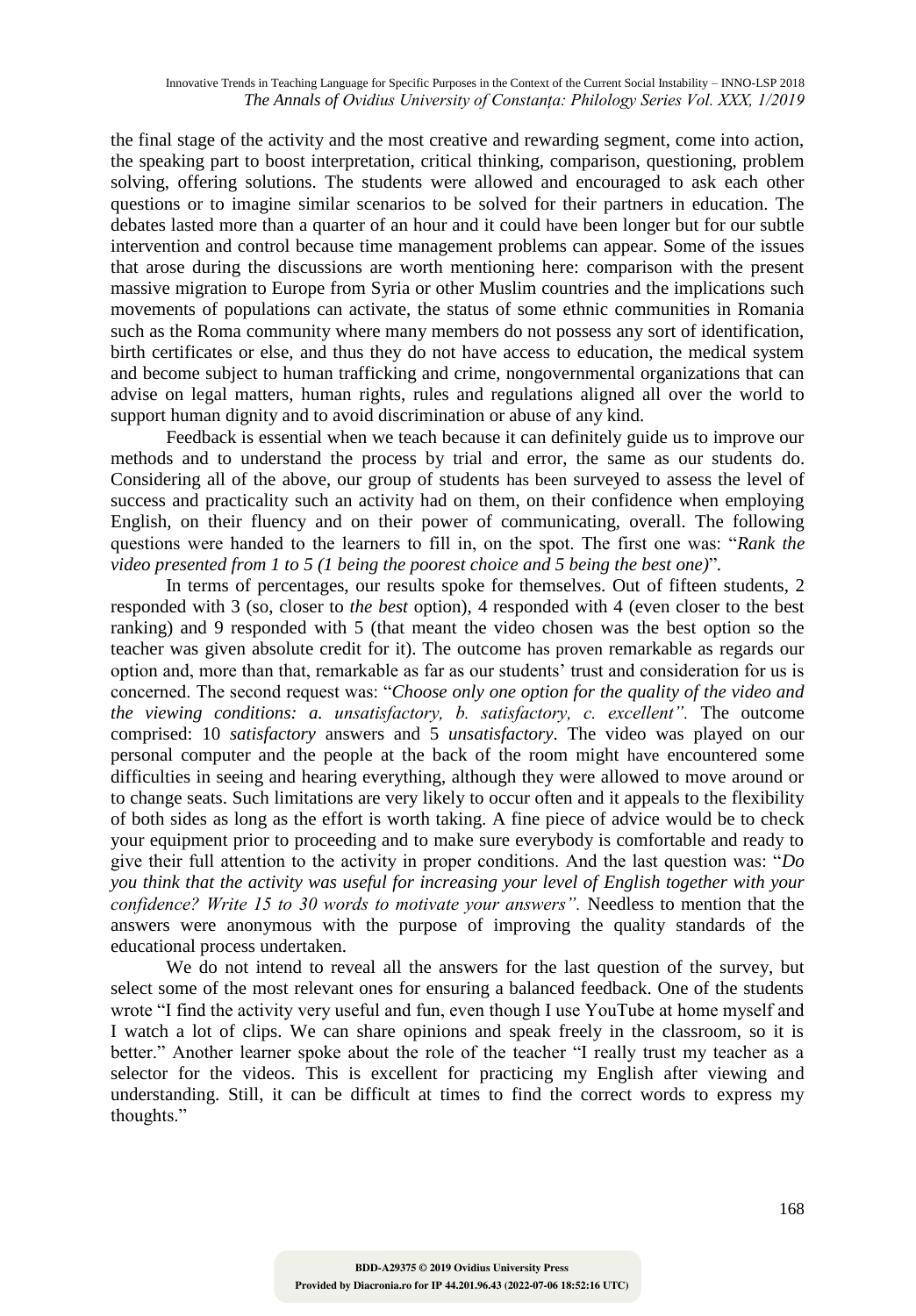the final stage of the activity and the most creative and rewarding segment, come into action, the speaking part to boost interpretation, critical thinking, comparison, questioning, problem solving, offering solutions. The students were allowed and encouraged to ask each other questions or to imagine similar scenarios to be solved for their partners in education. The debates lasted more than a quarter of an hour and it could have been longer but for our subtle intervention and control because time management problems can appear. Some of the issues that arose during the discussions are worth mentioning here: comparison with the present massive migration to Europe from Syria or other Muslim countries and the implications such movements of populations can activate, the status of some ethnic communities in Romania such as the Roma community where many members do not possess any sort of identification, birth certificates or else, and thus they do not have access to education, the medical system and become subject to human trafficking and crime, nongovernmental organizations that can advise on legal matters, human rights, rules and regulations aligned all over the world to support human dignity and to avoid discrimination or abuse of any kind.

Feedback is essential when we teach because it can definitely guide us to improve our methods and to understand the process by trial and error, the same as our students do. Considering all of the above, our group of students has been surveyed to assess the level of success and practicality such an activity had on them, on their confidence when employing English, on their fluency and on their power of communicating, overall. The following questions were handed to the learners to fill in, on the spot. The first one was: "*Rank the video presented from 1 to 5 (1 being the poorest choice and 5 being the best one)*".

In terms of percentages, our results spoke for themselves. Out of fifteen students, 2 responded with 3 (so, closer to *the best* option), 4 responded with 4 (even closer to the best ranking) and 9 responded with 5 (that meant the video chosen was the best option so the teacher was given absolute credit for it). The outcome has proven remarkable as regards our option and, more than that, remarkable as far as our students' trust and consideration for us is concerned. The second request was: "*Choose only one option for the quality of the video and the viewing conditions: a. unsatisfactory, b. satisfactory, c. excellent".* The outcome comprised: 10 *satisfactory* answers and 5 *unsatisfactory*. The video was played on our personal computer and the people at the back of the room might have encountered some difficulties in seeing and hearing everything, although they were allowed to move around or to change seats. Such limitations are very likely to occur often and it appeals to the flexibility of both sides as long as the effort is worth taking. A fine piece of advice would be to check your equipment prior to proceeding and to make sure everybody is comfortable and ready to give their full attention to the activity in proper conditions. And the last question was: "*Do you think that the activity was useful for increasing your level of English together with your confidence? Write 15 to 30 words to motivate your answers".* Needless to mention that the answers were anonymous with the purpose of improving the quality standards of the educational process undertaken.

We do not intend to reveal all the answers for the last question of the survey, but select some of the most relevant ones for ensuring a balanced feedback. One of the students wrote "I find the activity very useful and fun, even though I use YouTube at home myself and I watch a lot of clips. We can share opinions and speak freely in the classroom, so it is better." Another learner spoke about the role of the teacher "I really trust my teacher as a selector for the videos. This is excellent for practicing my English after viewing and understanding. Still, it can be difficult at times to find the correct words to express my thoughts."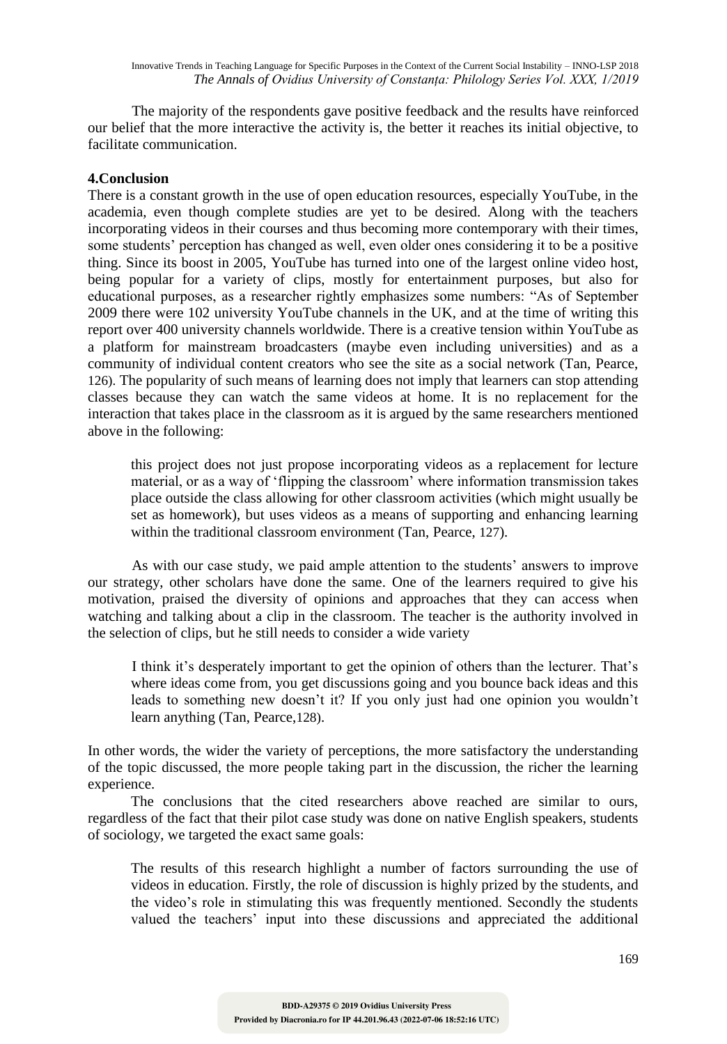The majority of the respondents gave positive feedback and the results have reinforced our belief that the more interactive the activity is, the better it reaches its initial objective, to facilitate communication.

## 4.Conclusion

There is a constant growth in the use of open education resources, especially YouTube, in the academia, even though complete studies are yet to be desired. Along with the teachers incorporating videos in their courses and thus becoming more contemporary with their times, some students' perception has changed as well, even older ones considering it to be a positive thing. Since its boost in 2005, YouTube has turned into one of the largest online video host, being popular for a variety of clips, mostly for entertainment purposes, but also for educational purposes, as a researcher rightly emphasizes some numbers: "As of September 2009 there were 102 university YouTube channels in the UK, and at the time of writing this report over 400 university channels worldwide. There is a creative tension within YouTube as a platform for mainstream broadcasters (maybe even including universities) and as a community of individual content creators who see the site as a social network (Tan, Pearce, 126). The popularity of such means of learning does not imply that learners can stop attending classes because they can watch the same videos at home. It is no replacement for the interaction that takes place in the classroom as it is argued by the same researchers mentioned above in the following:

> this project does not just propose incorporating videos as a replacement for lecture material, or as a way of 'flipping the classroom' where information transmission takes place outside the class allowing for other classroom activities (which might usually be set as homework), but uses videos as a means of supporting and enhancing learning within the traditional classroom environment (Tan, Pearce, 127).

As with our case study, we paid ample attention to the students' answers to improve our strategy, other scholars have done the same. One of the learners required to give his motivation, praised the diversity of opinions and approaches that they can access when watching and talking about a clip in the classroom. The teacher is the authority involved in the selection of clips, but he still needs to consider a wide variety

> I think it's desperately important to get the opinion of others than the lecturer. That's where ideas come from, you get discussions going and you bounce back ideas and this leads to something new doesn't it? If you only just had one opinion you wouldn't learn anything (Tan, Pearce,128).

In other words, the wider the variety of perceptions, the more satisfactory the understanding of the topic discussed, the more people taking part in the discussion, the richer the learning experience.

The conclusions that the cited researchers above reached are similar to ours, regardless of the fact that their pilot case study was done on native English speakers, students of sociology, we targeted the exact same goals:

> The results of this research highlight a number of factors surrounding the use of videos in education. Firstly, the role of discussion is highly prized by the students, and the video's role in stimulating this was frequently mentioned. Secondly the students valued the teachers' input into these discussions and appreciated the additional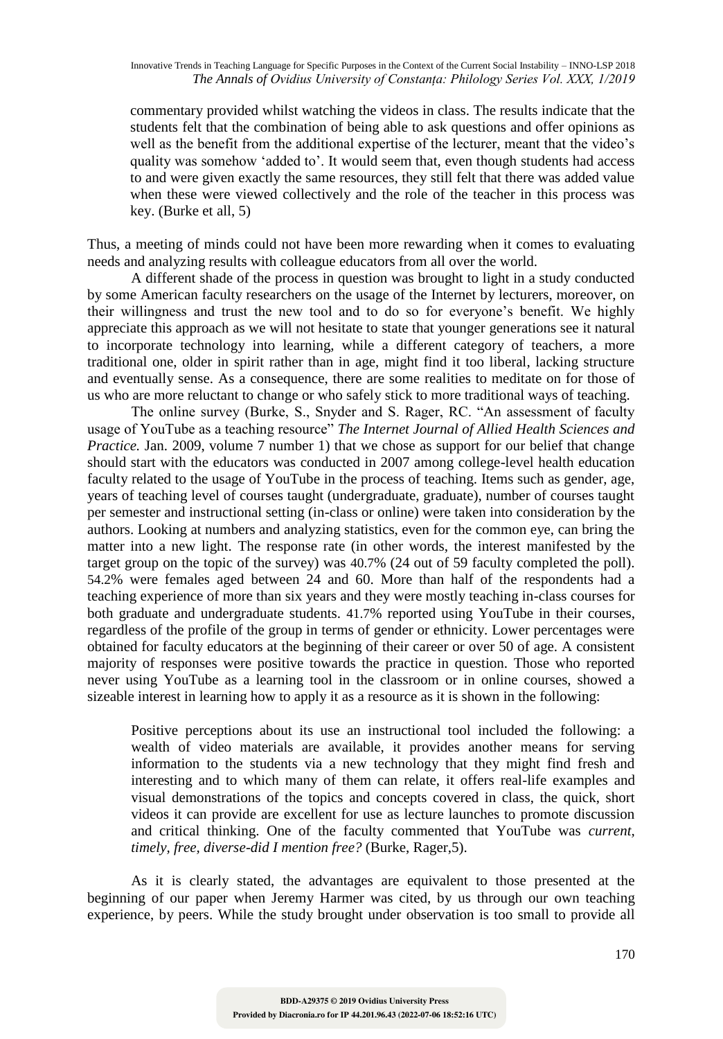> commentary provided whilst watching the videos in class. The results indicate that the students felt that the combination of being able to ask questions and offer opinions as well as the benefit from the additional expertise of the lecturer, meant that the video's quality was somehow 'added to'. It would seem that, even though students had access to and were given exactly the same resources, they still felt that there was added value when these were viewed collectively and the role of the teacher in this process was key. (Burke et all, 5)

Thus, a meeting of minds could not have been more rewarding when it comes to evaluating needs and analyzing results with colleague educators from all over the world.

A different shade of the process in question was brought to light in a study conducted by some American faculty researchers on the usage of the Internet by lecturers, moreover, on their willingness and trust the new tool and to do so for everyone's benefit. We highly appreciate this approach as we will not hesitate to state that younger generations see it natural to incorporate technology into learning, while a different category of teachers, a more traditional one, older in spirit rather than in age, might find it too liberal, lacking structure and eventually sense. As a consequence, there are some realities to meditate on for those of us who are more reluctant to change or who safely stick to more traditional ways of teaching.

The online survey (Burke, S., Snyder and S. Rager, RC. "An assessment of faculty usage of YouTube as a teaching resource" *The Internet Journal of Allied Health Sciences and Practice.* Jan. 2009, volume 7 number 1) that we chose as support for our belief that change should start with the educators was conducted in 2007 among college-level health education faculty related to the usage of YouTube in the process of teaching. Items such as gender, age, years of teaching level of courses taught (undergraduate, graduate), number of courses taught per semester and instructional setting (in-class or online) were taken into consideration by the authors. Looking at numbers and analyzing statistics, even for the common eye, can bring the matter into a new light. The response rate (in other words, the interest manifested by the target group on the topic of the survey) was 40.7% (24 out of 59 faculty completed the poll). 54.2% were females aged between 24 and 60. More than half of the respondents had a teaching experience of more than six years and they were mostly teaching in-class courses for both graduate and undergraduate students. 41.7% reported using YouTube in their courses, regardless of the profile of the group in terms of gender or ethnicity. Lower percentages were obtained for faculty educators at the beginning of their career or over 50 of age. A consistent majority of responses were positive towards the practice in question. Those who reported never using YouTube as a learning tool in the classroom or in online courses, showed a sizeable interest in learning how to apply it as a resource as it is shown in the following:

> Positive perceptions about its use an instructional tool included the following: a wealth of video materials are available, it provides another means for serving information to the students via a new technology that they might find fresh and interesting and to which many of them can relate, it offers real-life examples and visual demonstrations of the topics and concepts covered in class, the quick, short videos it can provide are excellent for use as lecture launches to promote discussion and critical thinking. One of the faculty commented that YouTube was *current, timely, free, diverse-did I mention free?* (Burke, Rager,5).

As it is clearly stated, the advantages are equivalent to those presented at the beginning of our paper when Jeremy Harmer was cited, by us through our own teaching experience, by peers. While the study brought under observation is too small to provide all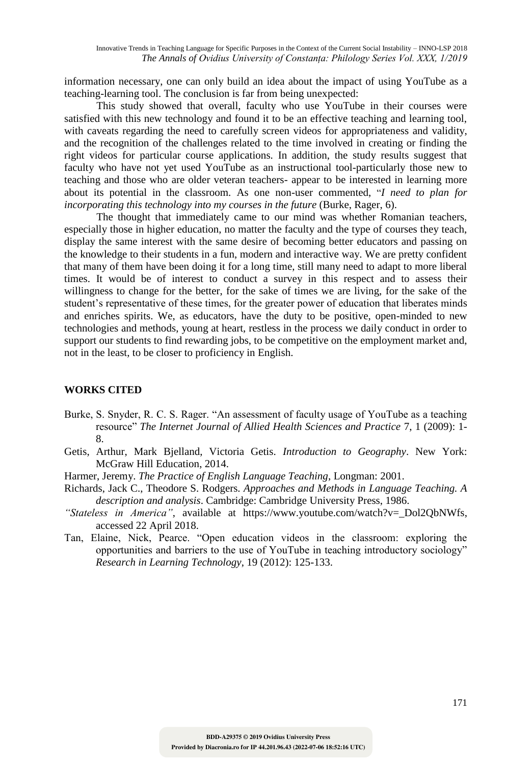information necessary, one can only build an idea about the impact of using YouTube as a teaching-learning tool. The conclusion is far from being unexpected:

This study showed that overall, faculty who use YouTube in their courses were satisfied with this new technology and found it to be an effective teaching and learning tool, with caveats regarding the need to carefully screen videos for appropriateness and validity, and the recognition of the challenges related to the time involved in creating or finding the right videos for particular course applications. In addition, the study results suggest that faculty who have not yet used YouTube as an instructional tool-particularly those new to teaching and those who are older veteran teachers- appear to be interested in learning more about its potential in the classroom. As one non-user commented, "*I need to plan for incorporating this technology into my courses in the future* (Burke, Rager, 6).

The thought that immediately came to our mind was whether Romanian teachers, especially those in higher education, no matter the faculty and the type of courses they teach, display the same interest with the same desire of becoming better educators and passing on the knowledge to their students in a fun, modern and interactive way. We are pretty confident that many of them have been doing it for a long time, still many need to adapt to more liberal times. It would be of interest to conduct a survey in this respect and to assess their willingness to change for the better, for the sake of times we are living, for the sake of the student's representative of these times, for the greater power of education that liberates minds and enriches spirits. We, as educators, have the duty to be positive, open-minded to new technologies and methods, young at heart, restless in the process we daily conduct in order to support our students to find rewarding jobs, to be competitive on the employment market and, not in the least, to be closer to proficiency in English.

## WORKS CITED

Burke, S. Snyder, R. C. S. Rager. "An assessment of faculty usage of YouTube as a teaching resource" *The Internet Journal of Allied Health Sciences and Practice* 7, 1 (2009): 1-8.

Getis, Arthur, Mark Bjelland, Victoria Getis. *Introduction to Geography*. New York: McGraw Hill Education, 2014.

Harmer, Jeremy. *The Practice of English Language Teaching*, Longman: 2001.

Richards, Jack C., Theodore S. Rodgers. *Approaches and Methods in Language Teaching. A description and analysis*. Cambridge: Cambridge University Press, 1986.

*"Stateless in America"*, available at https://www.youtube.com/watch?v=_Dol2QbNWfs, accessed 22 April 2018.

Tan, Elaine, Nick, Pearce. "Open education videos in the classroom: exploring the opportunities and barriers to the use of YouTube in teaching introductory sociology" *Research in Learning Technology*, 19 (2012): 125-133.